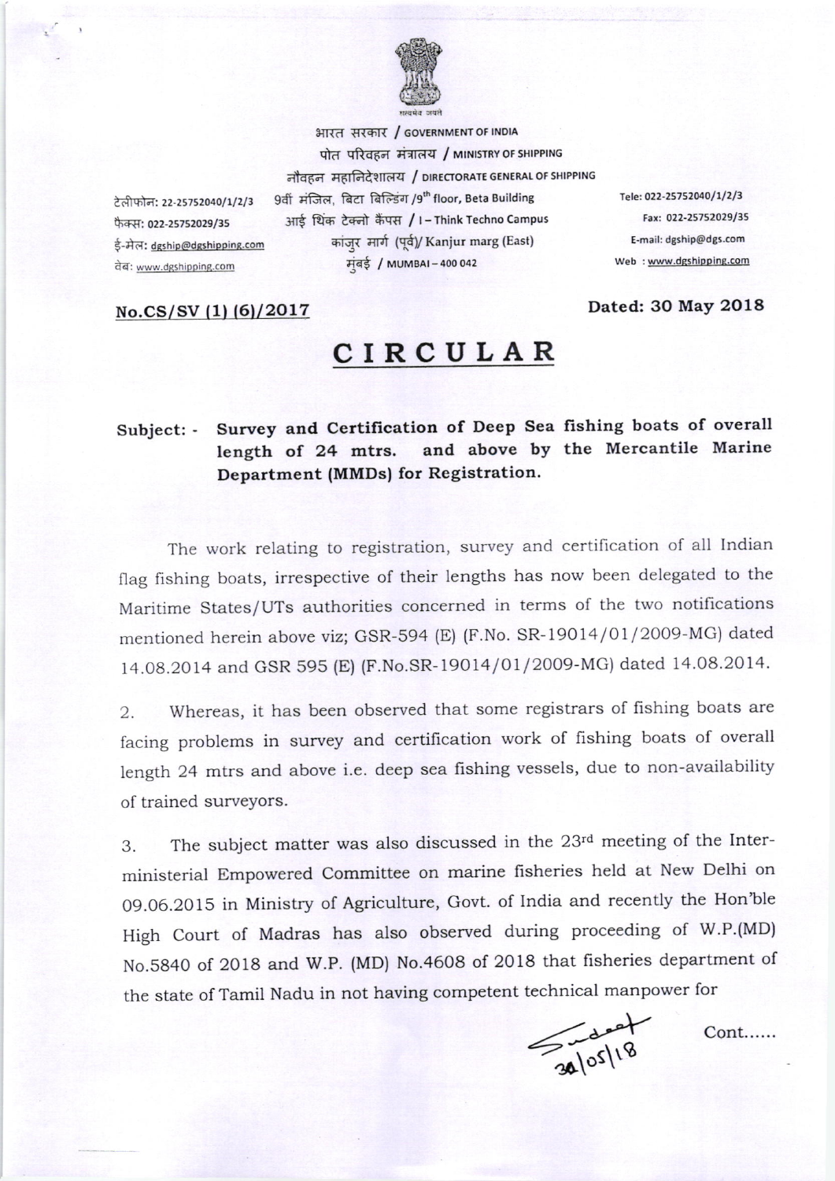भारत सरकार / GOVERNMENT OF INDIA
पोत परिवहन मंत्रालय / MINISTRY OF SHIPPING
नौवहन महानिदेशालय / DIRECTORATE GENERAL OF SHIPPING
9वीं मंजिल, बिटा बिल्डिंग /9th floor, Beta Building
आई थिंक टेक्नो कैंपस / I – Think Techno Campus
कांजुर मार्ग (पूर्व)/ Kanjur marg (East)
मुंबई / MUMBAI – 400 042

टेलीफोन: 22-25752040/1/2/3
फैक्स: 022-25752029/35
ई-मेल: dgship@dgshipping.com
वेब: www.dgshipping.com

Tele: 022-25752040/1/2/3
Fax: 022-25752029/35
E-mail: dgship@dgs.com
Web : www.dgshipping.com

**No.CS/SV (1) (6)/2017** **Dated: 30 May 2018**

# CIRCULAR

**Subject: - Survey and Certification of Deep Sea fishing boats of overall length of 24 mtrs. and above by the Mercantile Marine Department (MMDs) for Registration.**

The work relating to registration, survey and certification of all Indian flag fishing boats, irrespective of their lengths has now been delegated to the Maritime States/UTs authorities concerned in terms of the two notifications mentioned herein above viz; GSR-594 (E) (F.No. SR-19014/01/2009-MG) dated 14.08.2014 and GSR 595 (E) (F.No.SR-19014/01/2009-MG) dated 14.08.2014.

2. Whereas, it has been observed that some registrars of fishing boats are facing problems in survey and certification work of fishing boats of overall length 24 mtrs and above i.e. deep sea fishing vessels, due to non-availability of trained surveyors.

3. The subject matter was also discussed in the 23rd meeting of the Inter-ministerial Empowered Committee on marine fisheries held at New Delhi on 09.06.2015 in Ministry of Agriculture, Govt. of India and recently the Hon'ble High Court of Madras has also observed during proceeding of W.P.(MD) No.5840 of 2018 and W.P. (MD) No.4608 of 2018 that fisheries department of the state of Tamil Nadu in not having competent technical manpower for

Cont......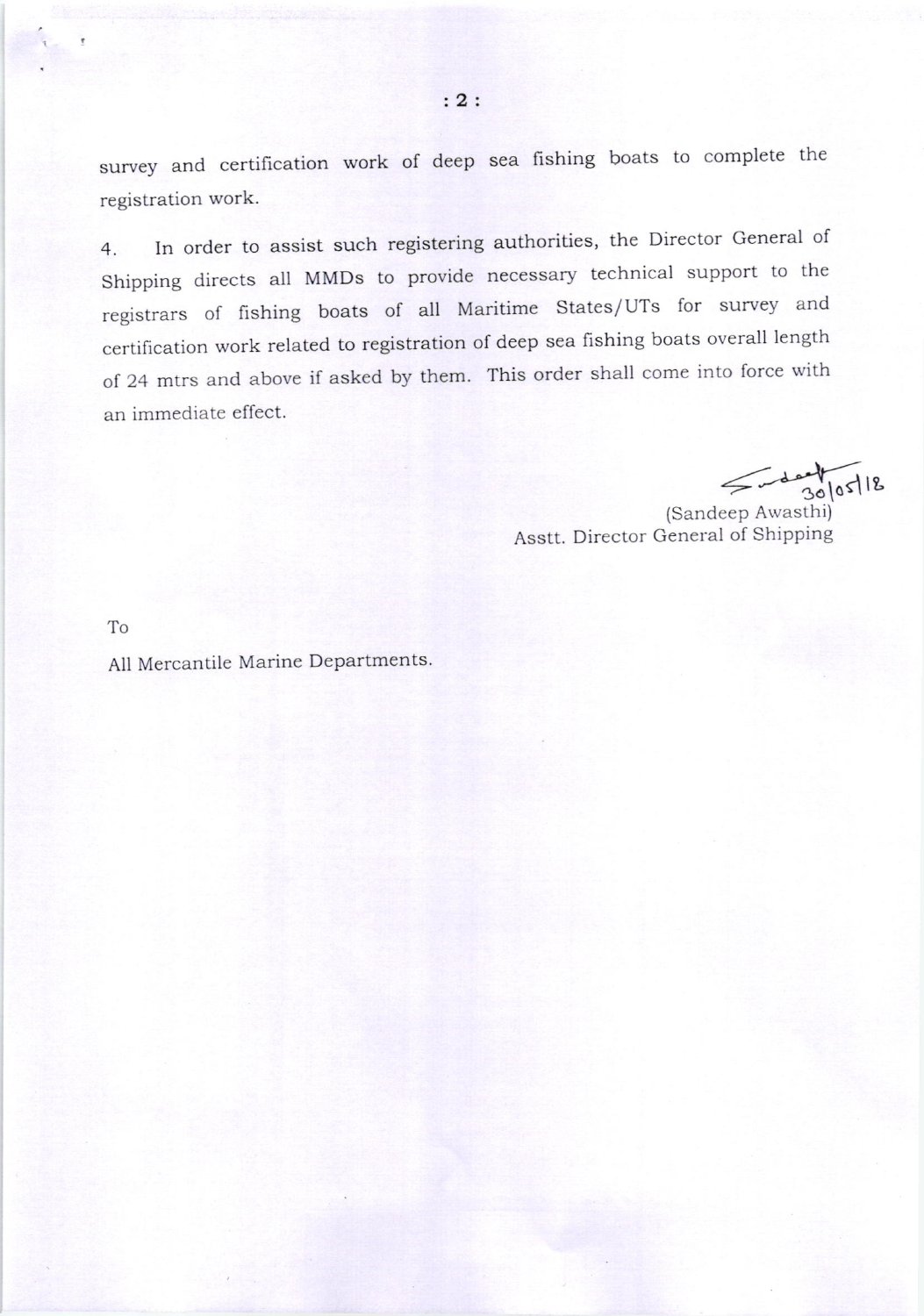survey and certification work of deep sea fishing boats to complete the registration work.

4. In order to assist such registering authorities, the Director General of Shipping directs all MMDs to provide necessary technical support to the registrars of fishing boats of all Maritime States/UTs for survey and certification work related to registration of deep sea fishing boats overall length of 24 mtrs and above if asked by them. This order shall come into force with an immediate effect.

30/05/18

(Sandeep Awasthi)
Asstt. Director General of Shipping

To

All Mercantile Marine Departments.